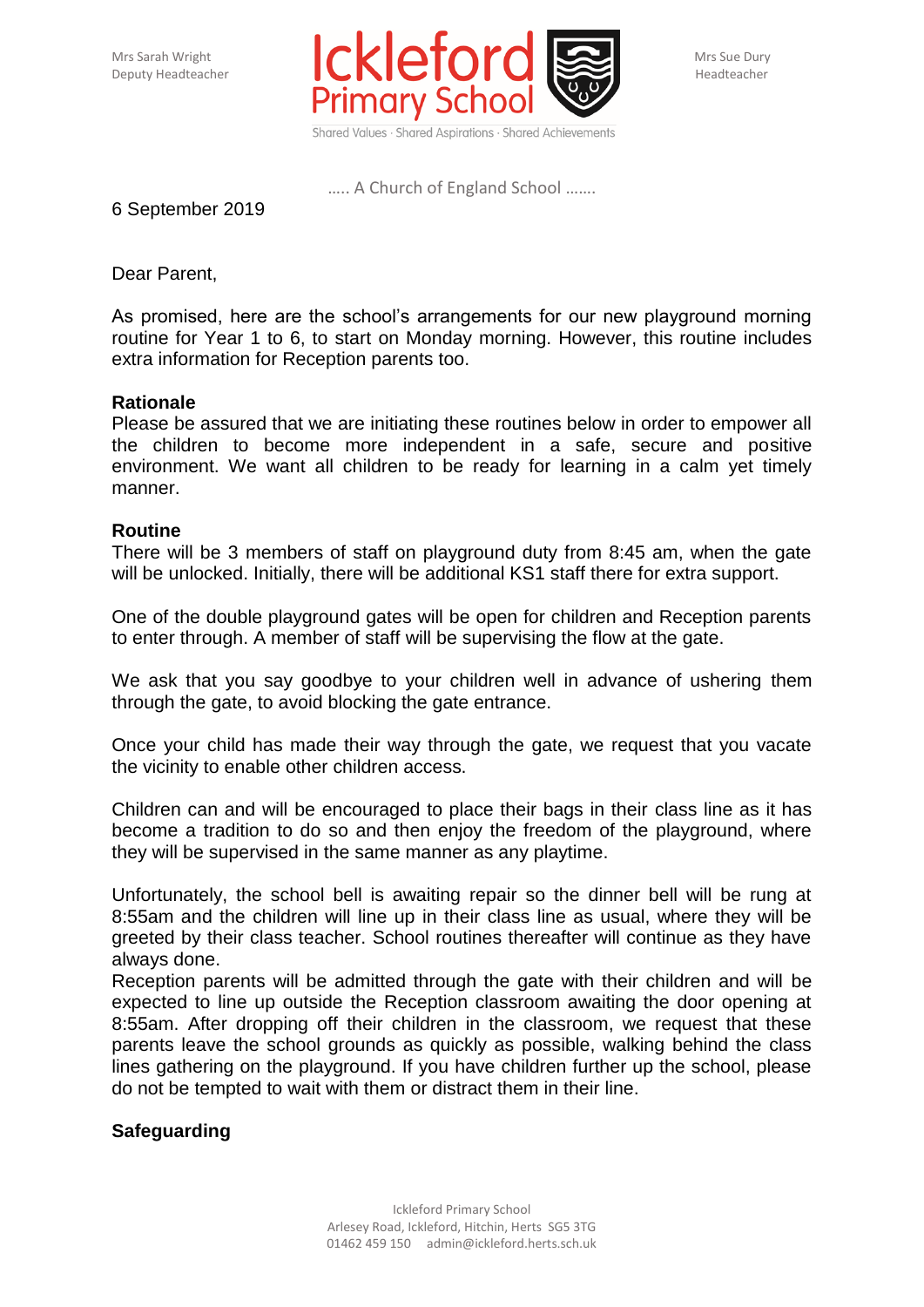Mrs Sarah Wright
Deputy Headteacher

# Ickleford Primary School

Shared Values · Shared Aspirations · Shared Achievements

Mrs Sue Dury
Headteacher

….. A Church of England School …….

6 September 2019

Dear Parent,

As promised, here are the school's arrangements for our new playground morning routine for Year 1 to 6, to start on Monday morning. However, this routine includes extra information for Reception parents too.

**Rationale**

Please be assured that we are initiating these routines below in order to empower all the children to become more independent in a safe, secure and positive environment. We want all children to be ready for learning in a calm yet timely manner.

**Routine**

There will be 3 members of staff on playground duty from 8:45 am, when the gate will be unlocked. Initially, there will be additional KS1 staff there for extra support.

One of the double playground gates will be open for children and Reception parents to enter through. A member of staff will be supervising the flow at the gate.

We ask that you say goodbye to your children well in advance of ushering them through the gate, to avoid blocking the gate entrance.

Once your child has made their way through the gate, we request that you vacate the vicinity to enable other children access.

Children can and will be encouraged to place their bags in their class line as it has become a tradition to do so and then enjoy the freedom of the playground, where they will be supervised in the same manner as any playtime.

Unfortunately, the school bell is awaiting repair so the dinner bell will be rung at 8:55am and the children will line up in their class line as usual, where they will be greeted by their class teacher. School routines thereafter will continue as they have always done.

Reception parents will be admitted through the gate with their children and will be expected to line up outside the Reception classroom awaiting the door opening at 8:55am. After dropping off their children in the classroom, we request that these parents leave the school grounds as quickly as possible, walking behind the class lines gathering on the playground. If you have children further up the school, please do not be tempted to wait with them or distract them in their line.

**Safeguarding**

Ickleford Primary School
Arlesey Road, Ickleford, Hitchin, Herts SG5 3TG
01462 459 150 admin@ickleford.herts.sch.uk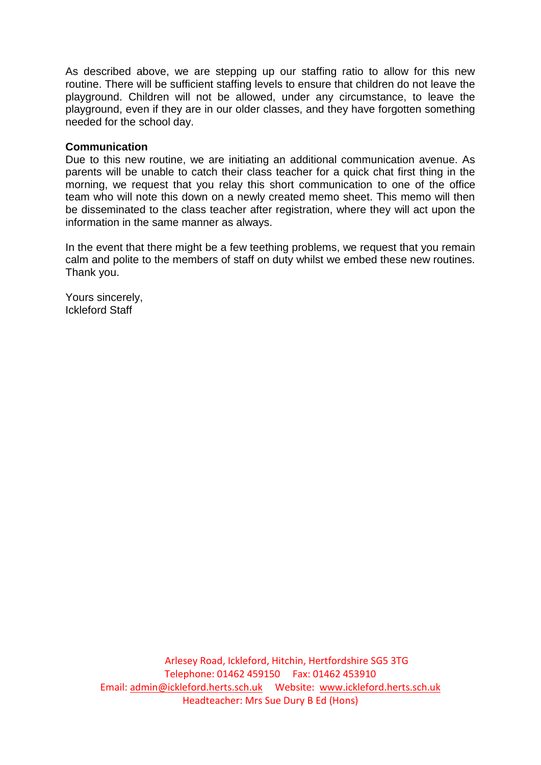As described above, we are stepping up our staffing ratio to allow for this new routine. There will be sufficient staffing levels to ensure that children do not leave the playground. Children will not be allowed, under any circumstance, to leave the playground, even if they are in our older classes, and they have forgotten something needed for the school day.

**Communication**

Due to this new routine, we are initiating an additional communication avenue. As parents will be unable to catch their class teacher for a quick chat first thing in the morning, we request that you relay this short communication to one of the office team who will note this down on a newly created memo sheet. This memo will then be disseminated to the class teacher after registration, where they will act upon the information in the same manner as always.

In the event that there might be a few teething problems, we request that you remain calm and polite to the members of staff on duty whilst we embed these new routines. Thank you.

Yours sincerely,
Ickleford Staff